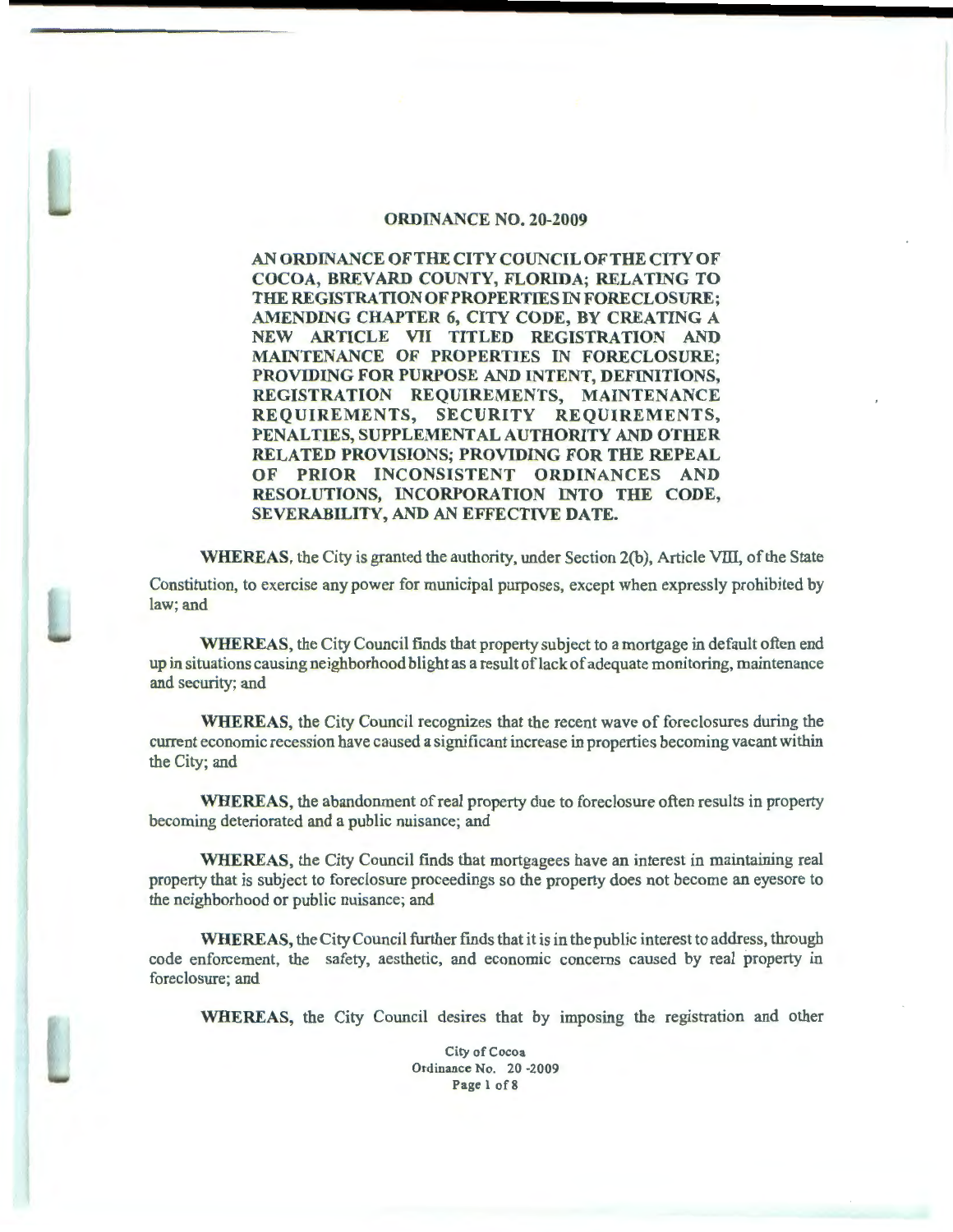# ORDINANCE NO. 20-2009

**AN ORDINANCE OF THE CITY COUNCIL OF THE CITY OF COCOA, BREVARD COUNTY, FLORIDA; RELATING TO THE REGISTRATION OF PROPERTIES IN FORECLOSURE; AMENDING CHAPTER 6, CITY CODE, BY CREATING A NEW ARTICLE VII TITLED REGISTRATION AND MAINTENANCE OF PROPERTIES IN FORECLOSURE; PROVIDING FOR PURPOSE AND INTENT, DEFINITIONS, REGISTRATION REQUIREMENTS, MAINTENANCE REQUIREMENTS, SECURITY REQUIREMENTS, PENALTIES, SUPPLEMENTAL AUTHORITY AND OTHER RELATED PROVISIONS; PROVIDING FOR THE REPEAL OF PRIOR INCONSISTENT ORDINANCES AND RESOLUTIONS, INCORPORATION INTO THE CODE, SEVERABILITY, AND AN EFFECTIVE DATE.**

**WHEREAS**, the City is granted the authority, under Section 2(b), Article VIII, of the State Constitution, to exercise any power for municipal purposes, except when expressly prohibited by law; and

**WHEREAS**, the City Council finds that property subject to a mortgage in default often end up in situations causing neighborhood blight as a result of lack of adequate monitoring, maintenance and security; and

**WHEREAS**, the City Council recognizes that the recent wave of foreclosures during the current economic recession have caused a significant increase in properties becoming vacant within the City; and

**WHEREAS**, the abandonment of real property due to foreclosure often results in property becoming deteriorated and a public nuisance; and

**WHEREAS**, the City Council finds that mortgagees have an interest in maintaining real property that is subject to foreclosure proceedings so the property does not become an eyesore to the neighborhood or public nuisance; and

**WHEREAS**, the City Council further finds that it is in the public interest to address, through code enforcement, the safety, aesthetic, and economic concerns caused by real property in foreclosure; and

**WHEREAS**, the City Council desires that by imposing the registration and other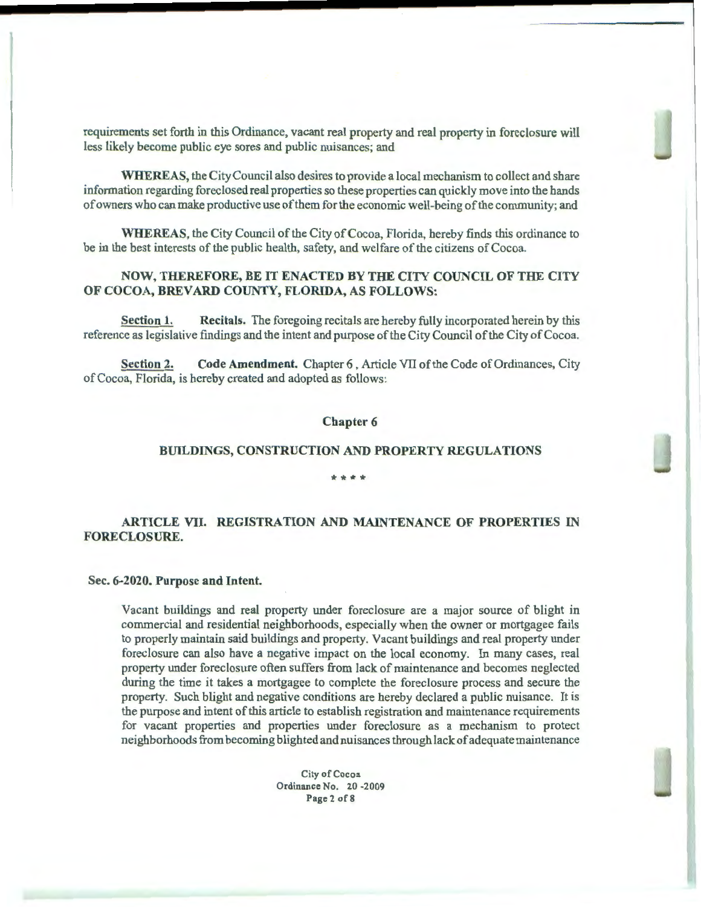requirements set forth in this Ordinance, vacant real property and real property in foreclosure will less likely become public eye sores and public nuisances; and

**WHEREAS**, the City Council also desires to provide a local mechanism to collect and share information regarding foreclosed real properties so these properties can quickly move into the hands of owners who can make productive use of them for the economic well-being of the community; and

**WHEREAS**, the City Council of the City of Cocoa, Florida, hereby finds this ordinance to be in the best interests of the public health, safety, and welfare of the citizens of Cocoa.

**NOW, THEREFORE, BE IT ENACTED BY THE CITY COUNCIL OF THE CITY OF COCOA, BREVARD COUNTY, FLORIDA, AS FOLLOWS:**

**Section 1. Recitals.** The foregoing recitals are hereby fully incorporated herein by this reference as legislative findings and the intent and purpose of the City Council of the City of Cocoa.

**Section 2. Code Amendment.** Chapter 6 , Article VII of the Code of Ordinances, City of Cocoa, Florida, is hereby created and adopted as follows:

## Chapter 6

## BUILDINGS, CONSTRUCTION AND PROPERTY REGULATIONS

\* \* \* \*

### ARTICLE VII. REGISTRATION AND MAINTENANCE OF PROPERTIES IN FORECLOSURE.

**Sec. 6-2020. Purpose and Intent.**

Vacant buildings and real property under foreclosure are a major source of blight in commercial and residential neighborhoods, especially when the owner or mortgagee fails to properly maintain said buildings and property. Vacant buildings and real property under foreclosure can also have a negative impact on the local economy. In many cases, real property under foreclosure often suffers from lack of maintenance and becomes neglected during the time it takes a mortgagee to complete the foreclosure process and secure the property. Such blight and negative conditions are hereby declared a public nuisance. It is the purpose and intent of this article to establish registration and maintenance requirements for vacant properties and properties under foreclosure as a mechanism to protect neighborhoods from becoming blighted and nuisances through lack of adequate maintenance

City of Cocoa
Ordinance No. 20 -2009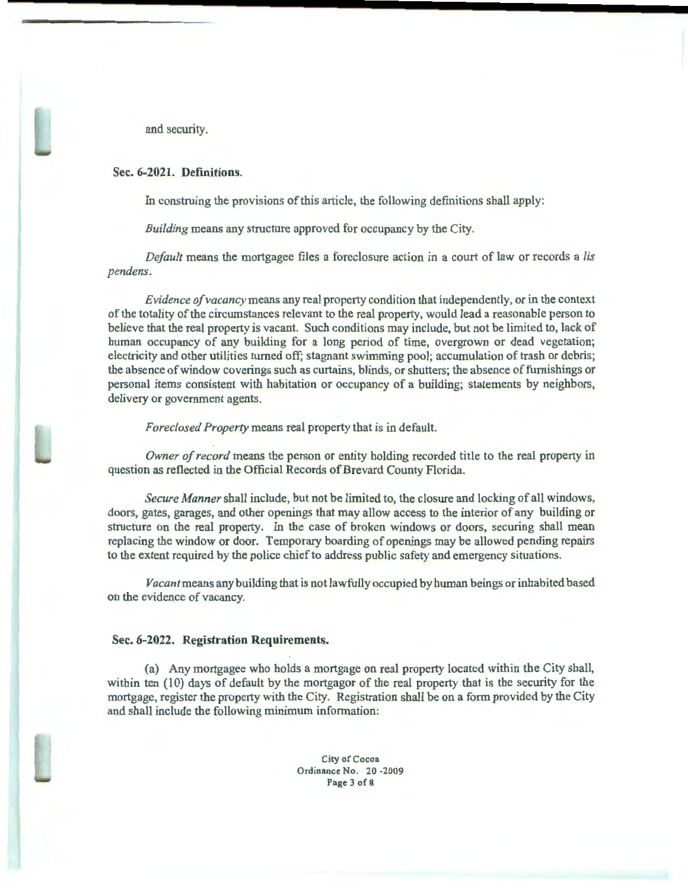and security.

### Sec. 6-2021. Definitions.

In construing the provisions of this article, the following definitions shall apply:

*Building* means any structure approved for occupancy by the City.

*Default* means the mortgagee files a foreclosure action in a court of law or records a *lis pendens*.

*Evidence of vacancy* means any real property condition that independently, or in the context of the totality of the circumstances relevant to the real property, would lead a reasonable person to believe that the real property is vacant. Such conditions may include, but not be limited to, lack of human occupancy of any building for a long period of time, overgrown or dead vegetation; electricity and other utilities turned off; stagnant swimming pool; accumulation of trash or debris; the absence of window coverings such as curtains, blinds, or shutters; the absence of furnishings or personal items consistent with habitation or occupancy of a building; statements by neighbors, delivery or government agents.

*Foreclosed Property* means real property that is in default.

*Owner of record* means the person or entity holding recorded title to the real property in question as reflected in the Official Records of Brevard County Florida.

*Secure Manner* shall include, but not be limited to, the closure and locking of all windows, doors, gates, garages, and other openings that may allow access to the interior of any building or structure on the real property. In the case of broken windows or doors, securing shall mean replacing the window or door. Temporary boarding of openings may be allowed pending repairs to the extent required by the police chief to address public safety and emergency situations.

*Vacant* means any building that is not lawfully occupied by human beings or inhabited based on the evidence of vacancy.

### Sec. 6-2022. Registration Requirements.

(a) Any mortgagee who holds a mortgage on real property located within the City shall, within ten (10) days of default by the mortgagor of the real property that is the security for the mortgage, register the property with the City. Registration shall be on a form provided by the City and shall include the following minimum information: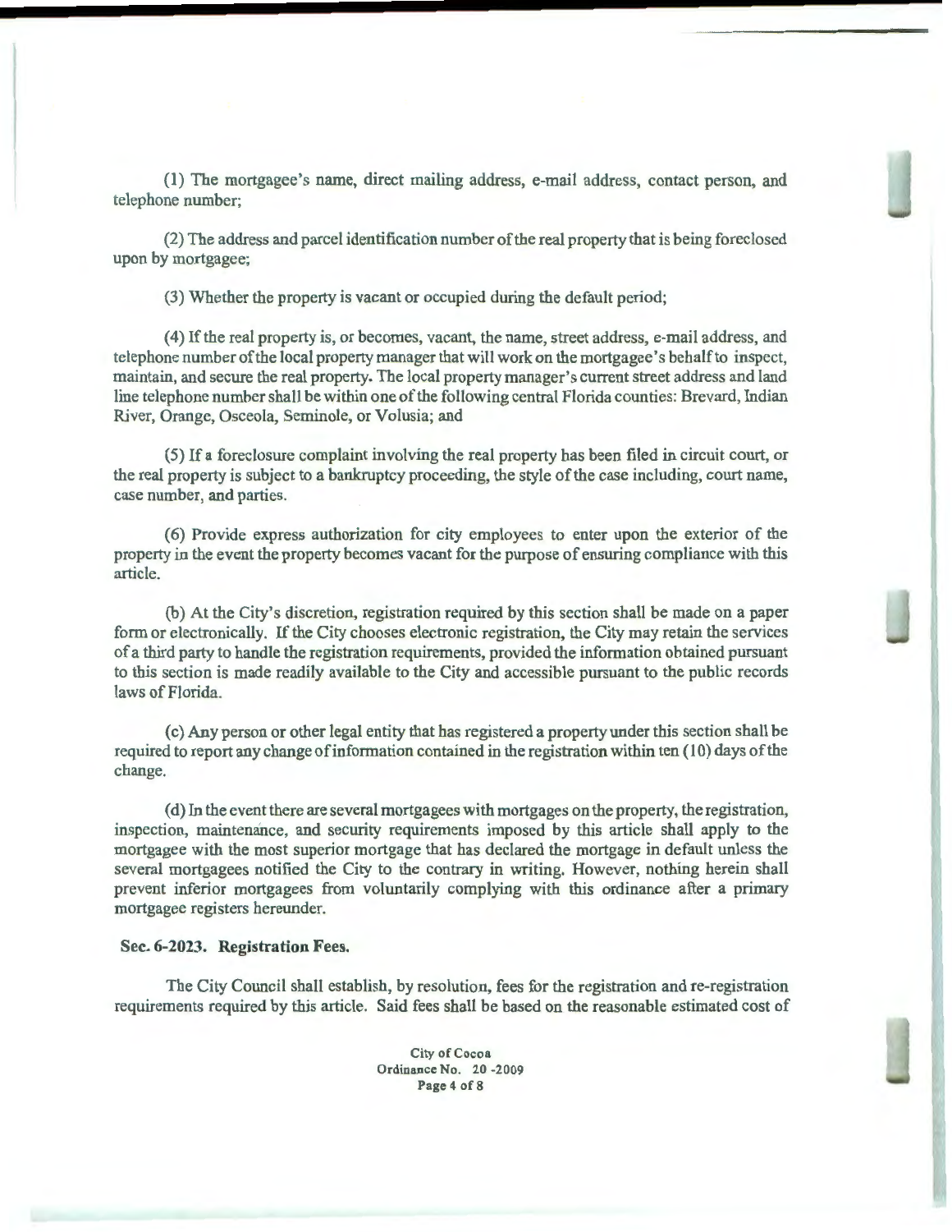(1) The mortgagee's name, direct mailing address, e-mail address, contact person, and telephone number;

(2) The address and parcel identification number of the real property that is being foreclosed upon by mortgagee;

(3) Whether the property is vacant or occupied during the default period;

(4) If the real property is, or becomes, vacant, the name, street address, e-mail address, and telephone number of the local property manager that will work on the mortgagee's behalf to inspect, maintain, and secure the real property. The local property manager's current street address and land line telephone number shall be within one of the following central Florida counties: Brevard, Indian River, Orange, Osceola, Seminole, or Volusia; and

(5) If a foreclosure complaint involving the real property has been filed in circuit court, or the real property is subject to a bankruptcy proceeding, the style of the case including, court name, case number, and parties.

(6) Provide express authorization for city employees to enter upon the exterior of the property in the event the property becomes vacant for the purpose of ensuring compliance with this article.

(b) At the City's discretion, registration required by this section shall be made on a paper form or electronically. If the City chooses electronic registration, the City may retain the services of a third party to handle the registration requirements, provided the information obtained pursuant to this section is made readily available to the City and accessible pursuant to the public records laws of Florida.

(c) Any person or other legal entity that has registered a property under this section shall be required to report any change of information contained in the registration within ten (10) days of the change.

(d) In the event there are several mortgagees with mortgages on the property, the registration, inspection, maintenance, and security requirements imposed by this article shall apply to the mortgagee with the most superior mortgage that has declared the mortgage in default unless the several mortgagees notified the City to the contrary in writing. However, nothing herein shall prevent inferior mortgagees from voluntarily complying with this ordinance after a primary mortgagee registers hereunder.

**Sec. 6-2023. Registration Fees.**

The City Council shall establish, by resolution, fees for the registration and re-registration requirements required by this article. Said fees shall be based on the reasonable estimated cost of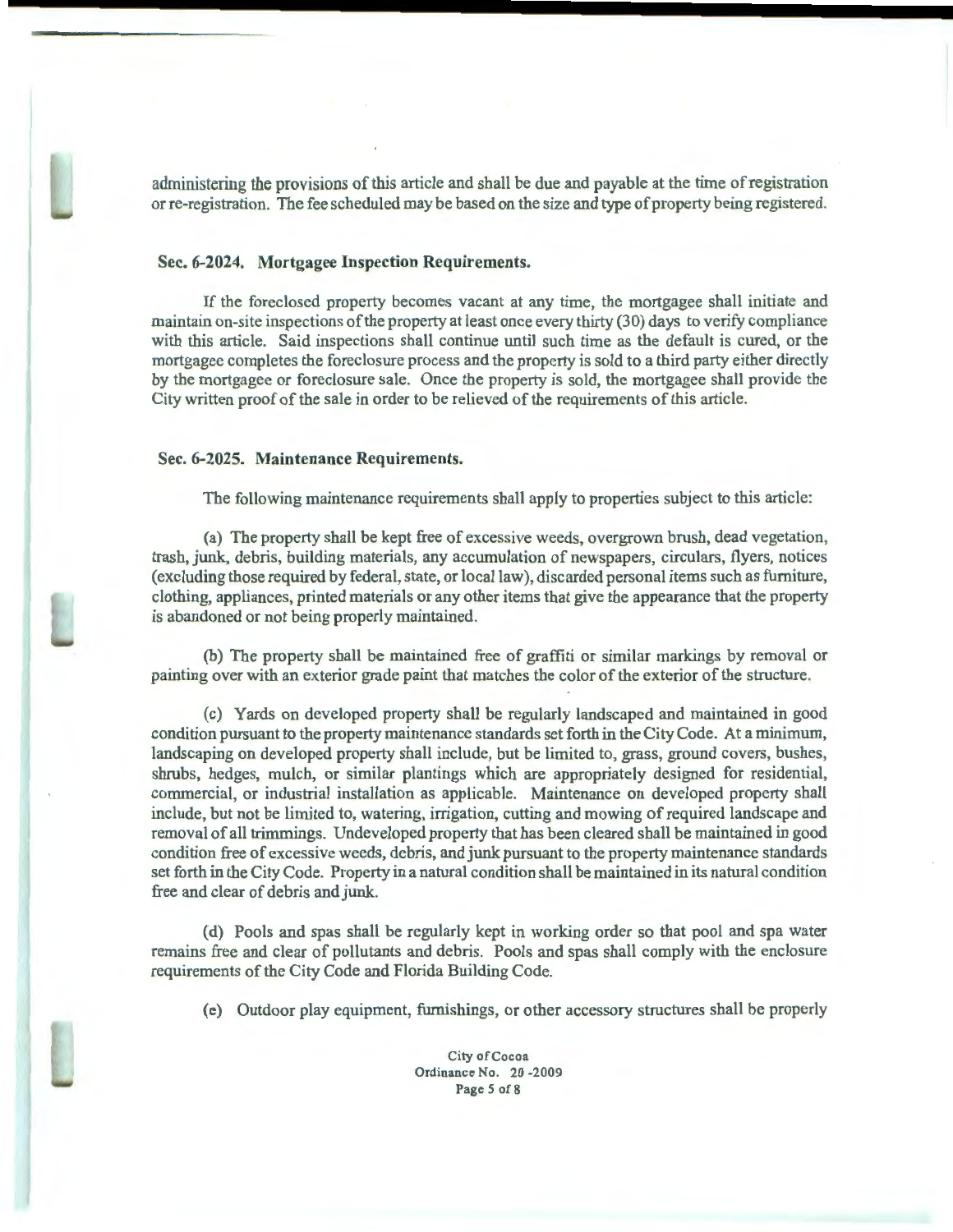administering the provisions of this article and shall be due and payable at the time of registration or re-registration. The fee scheduled may be based on the size and type of property being registered.

### Sec. 6-2024. Mortgagee Inspection Requirements.

If the foreclosed property becomes vacant at any time, the mortgagee shall initiate and maintain on-site inspections of the property at least once every thirty (30) days to verify compliance with this article. Said inspections shall continue until such time as the default is cured, or the mortgagee completes the foreclosure process and the property is sold to a third party either directly by the mortgagee or foreclosure sale. Once the property is sold, the mortgagee shall provide the City written proof of the sale in order to be relieved of the requirements of this article.

### Sec. 6-2025. Maintenance Requirements.

The following maintenance requirements shall apply to properties subject to this article:

(a) The property shall be kept free of excessive weeds, overgrown brush, dead vegetation, trash, junk, debris, building materials, any accumulation of newspapers, circulars, flyers, notices (excluding those required by federal, state, or local law), discarded personal items such as furniture, clothing, appliances, printed materials or any other items that give the appearance that the property is abandoned or not being properly maintained.

(b) The property shall be maintained free of graffiti or similar markings by removal or painting over with an exterior grade paint that matches the color of the exterior of the structure.

(c) Yards on developed property shall be regularly landscaped and maintained in good condition pursuant to the property maintenance standards set forth in the City Code. At a minimum, landscaping on developed property shall include, but be limited to, grass, ground covers, bushes, shrubs, hedges, mulch, or similar plantings which are appropriately designed for residential, commercial, or industrial installation as applicable. Maintenance on developed property shall include, but not be limited to, watering, irrigation, cutting and mowing of required landscape and removal of all trimmings. Undeveloped property that has been cleared shall be maintained in good condition free of excessive weeds, debris, and junk pursuant to the property maintenance standards set forth in the City Code. Property in a natural condition shall be maintained in its natural condition free and clear of debris and junk.

(d) Pools and spas shall be regularly kept in working order so that pool and spa water remains free and clear of pollutants and debris. Pools and spas shall comply with the enclosure requirements of the City Code and Florida Building Code.

(e) Outdoor play equipment, furnishings, or other accessory structures shall be properly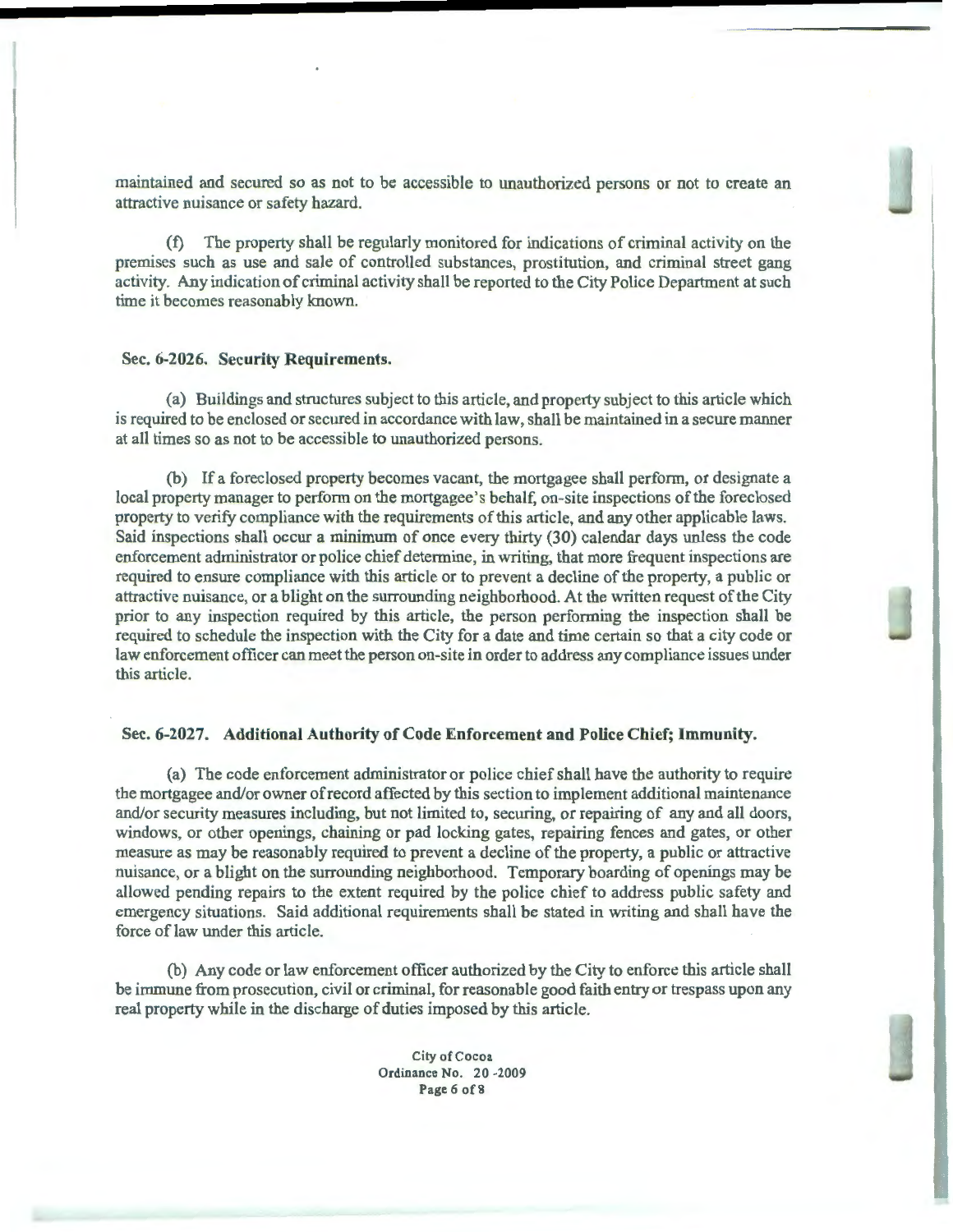maintained and secured so as not to be accessible to unauthorized persons or not to create an attractive nuisance or safety hazard.

(f) The property shall be regularly monitored for indications of criminal activity on the premises such as use and sale of controlled substances, prostitution, and criminal street gang activity. Any indication of criminal activity shall be reported to the City Police Department at such time it becomes reasonably known.

**Sec. 6-2026. Security Requirements.**

(a) Buildings and structures subject to this article, and property subject to this article which is required to be enclosed or secured in accordance with law, shall be maintained in a secure manner at all times so as not to be accessible to unauthorized persons.

(b) If a foreclosed property becomes vacant, the mortgagee shall perform, or designate a local property manager to perform on the mortgagee's behalf, on-site inspections of the foreclosed property to verify compliance with the requirements of this article, and any other applicable laws. Said inspections shall occur a minimum of once every thirty (30) calendar days unless the code enforcement administrator or police chief determine, in writing, that more frequent inspections are required to ensure compliance with this article or to prevent a decline of the property, a public or attractive nuisance, or a blight on the surrounding neighborhood. At the written request of the City prior to any inspection required by this article, the person performing the inspection shall be required to schedule the inspection with the City for a date and time certain so that a city code or law enforcement officer can meet the person on-site in order to address any compliance issues under this article.

**Sec. 6-2027. Additional Authority of Code Enforcement and Police Chief; Immunity.**

(a) The code enforcement administrator or police chief shall have the authority to require the mortgagee and/or owner of record affected by this section to implement additional maintenance and/or security measures including, but not limited to, securing, or repairing of any and all doors, windows, or other openings, chaining or pad locking gates, repairing fences and gates, or other measure as may be reasonably required to prevent a decline of the property, a public or attractive nuisance, or a blight on the surrounding neighborhood. Temporary boarding of openings may be allowed pending repairs to the extent required by the police chief to address public safety and emergency situations. Said additional requirements shall be stated in writing and shall have the force of law under this article.

(b) Any code or law enforcement officer authorized by the City to enforce this article shall be immune from prosecution, civil or criminal, for reasonable good faith entry or trespass upon any real property while in the discharge of duties imposed by this article.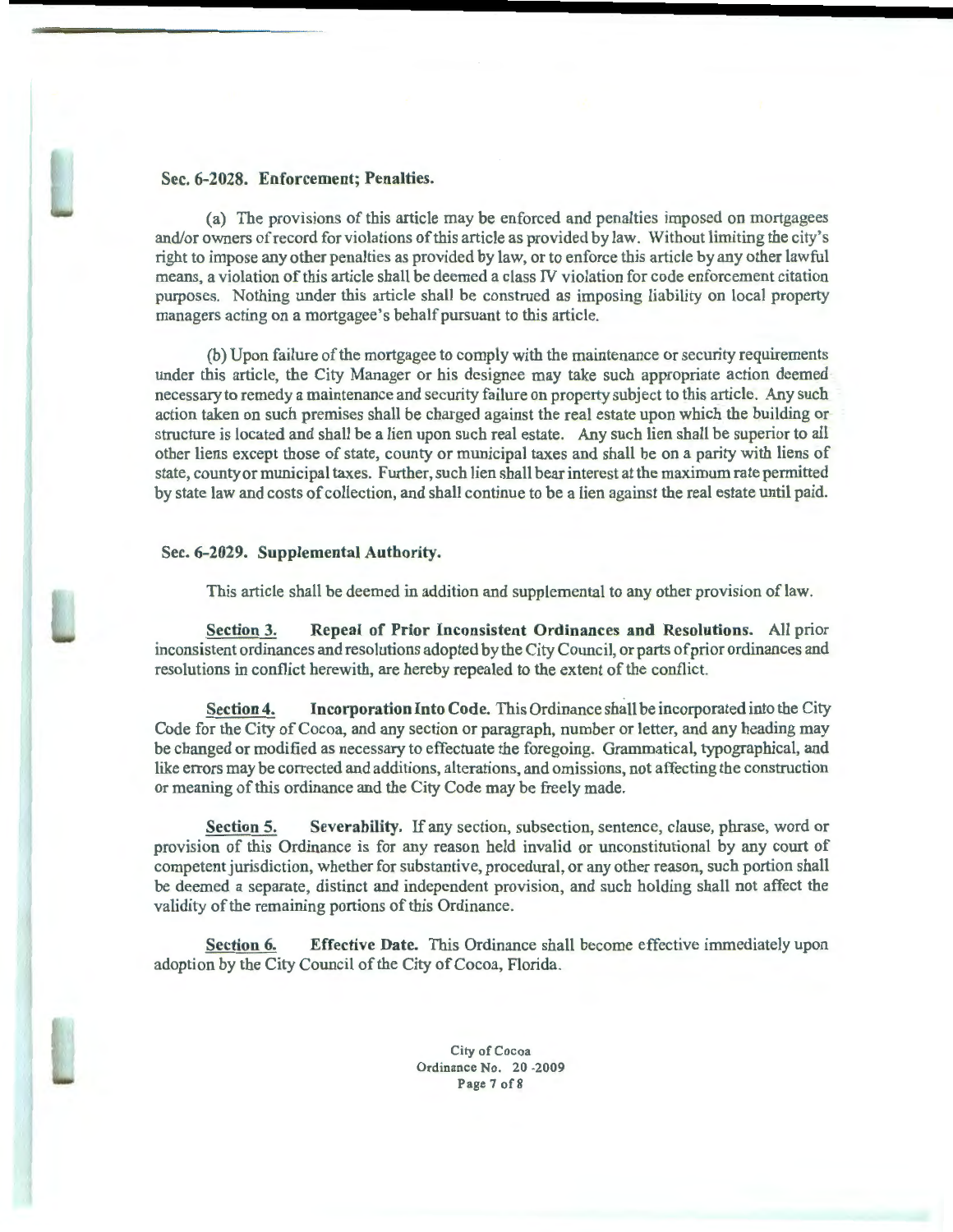### Sec. 6-2028. Enforcement; Penalties.

(a) The provisions of this article may be enforced and penalties imposed on mortgagees and/or owners of record for violations of this article as provided by law. Without limiting the city's right to impose any other penalties as provided by law, or to enforce this article by any other lawful means, a violation of this article shall be deemed a class IV violation for code enforcement citation purposes. Nothing under this article shall be construed as imposing liability on local property managers acting on a mortgagee's behalf pursuant to this article.

(b) Upon failure of the mortgagee to comply with the maintenance or security requirements under this article, the City Manager or his designee may take such appropriate action deemed necessary to remedy a maintenance and security failure on property subject to this article. Any such action taken on such premises shall be charged against the real estate upon which the building or structure is located and shall be a lien upon such real estate. Any such lien shall be superior to all other liens except those of state, county or municipal taxes and shall be on a parity with liens of state, county or municipal taxes. Further, such lien shall bear interest at the maximum rate permitted by state law and costs of collection, and shall continue to be a lien against the real estate until paid.

### Sec. 6-2029. Supplemental Authority.

This article shall be deemed in addition and supplemental to any other provision of law.

<u>Section 3.</u> **Repeal of Prior Inconsistent Ordinances and Resolutions.** All prior inconsistent ordinances and resolutions adopted by the City Council, or parts of prior ordinances and resolutions in conflict herewith, are hereby repealed to the extent of the conflict.

<u>Section 4.</u> **Incorporation Into Code.** This Ordinance shall be incorporated into the City Code for the City of Cocoa, and any section or paragraph, number or letter, and any heading may be changed or modified as necessary to effectuate the foregoing. Grammatical, typographical, and like errors may be corrected and additions, alterations, and omissions, not affecting the construction or meaning of this ordinance and the City Code may be freely made.

<u>Section 5.</u> **Severability.** If any section, subsection, sentence, clause, phrase, word or provision of this Ordinance is for any reason held invalid or unconstitutional by any court of competent jurisdiction, whether for substantive, procedural, or any other reason, such portion shall be deemed a separate, distinct and independent provision, and such holding shall not affect the validity of the remaining portions of this Ordinance.

<u>Section 6.</u> **Effective Date.** This Ordinance shall become effective immediately upon adoption by the City Council of the City of Cocoa, Florida.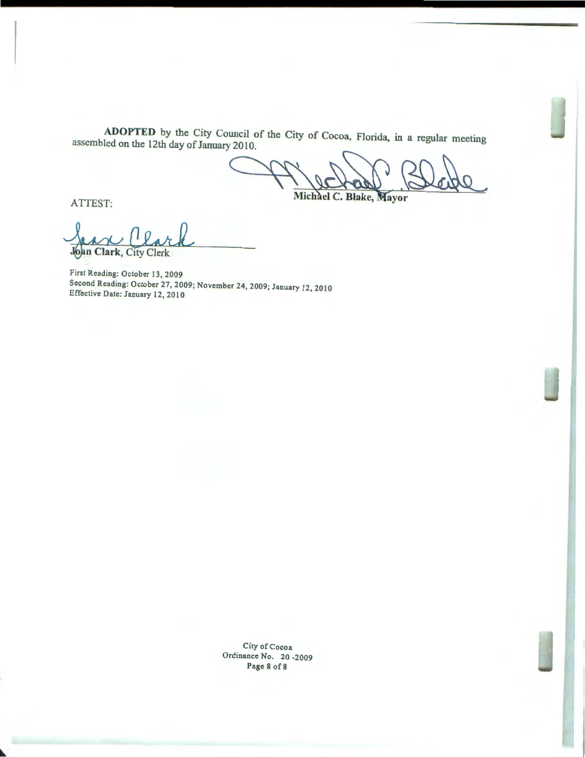**ADOPTED** by the City Council of the City of Cocoa, Florida, in a regular meeting assembled on the 12th day of January 2010.

Michael C. Blake, Mayor

ATTEST:

Joan Clark, City Clerk

First Reading: October 13, 2009
Second Reading: October 27, 2009; November 24, 2009; January 12, 2010
Effective Date: January 12, 2010

City of Cocoa
Ordinance No. 20 -2009